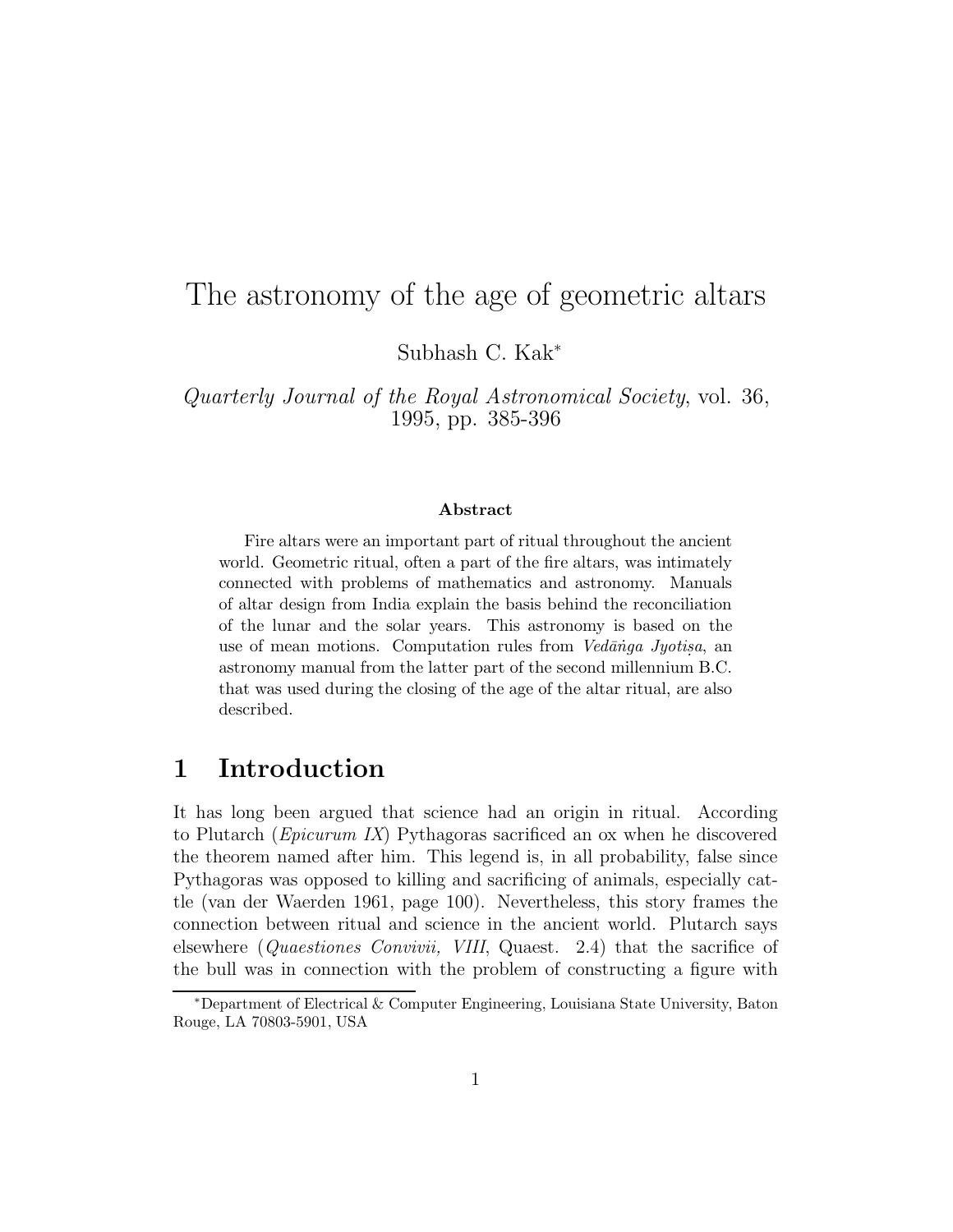# The astronomy of the age of geometric altars

Subhash C. Kak[*]

*Quarterly Journal of the Royal Astronomical Society*, vol. 36, 1995, pp. 385-396

### Abstract

Fire altars were an important part of ritual throughout the ancient world. Geometric ritual, often a part of the fire altars, was intimately connected with problems of mathematics and astronomy. Manuals of altar design from India explain the basis behind the reconciliation of the lunar and the solar years. This astronomy is based on the use of mean motions. Computation rules from *Vedāṅga Jyotiṣa*, an astronomy manual from the latter part of the second millennium B.C. that was used during the closing of the age of the altar ritual, are also described.

## 1 Introduction

It has long been argued that science had an origin in ritual. According to Plutarch (*Epicurum IX*) Pythagoras sacrificed an ox when he discovered the theorem named after him. This legend is, in all probability, false since Pythagoras was opposed to killing and sacrificing of animals, especially cattle (van der Waerden 1961, page 100). Nevertheless, this story frames the connection between ritual and science in the ancient world. Plutarch says elsewhere (*Quaestiones Convivii, VIII*, Quaest. 2.4) that the sacrifice of the bull was in connection with the problem of constructing a figure with

[*] Department of Electrical & Computer Engineering, Louisiana State University, Baton Rouge, LA 70803-5901, USA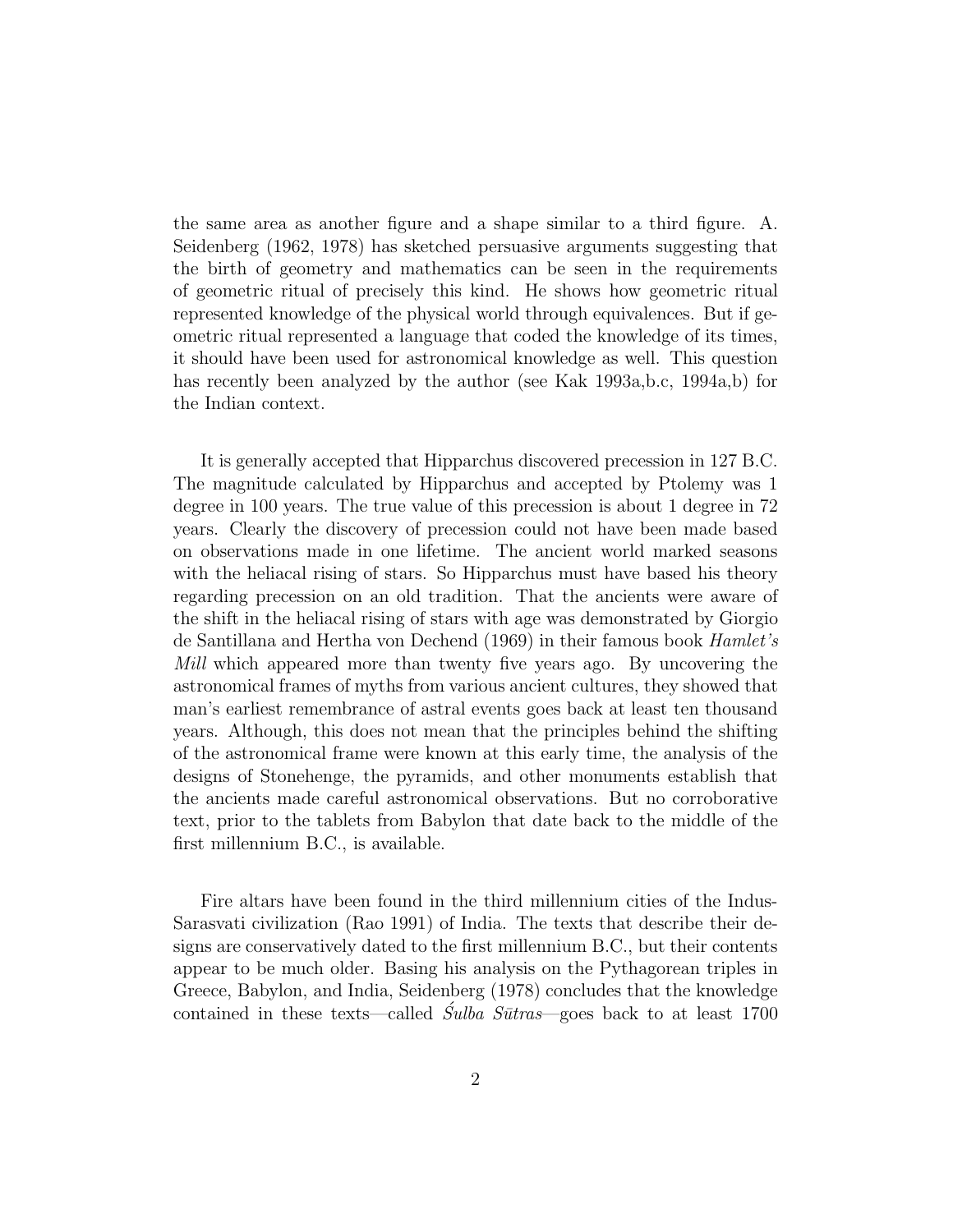the same area as another figure and a shape similar to a third figure. A. Seidenberg (1962, 1978) has sketched persuasive arguments suggesting that the birth of geometry and mathematics can be seen in the requirements of geometric ritual of precisely this kind. He shows how geometric ritual represented knowledge of the physical world through equivalences. But if geometric ritual represented a language that coded the knowledge of its times, it should have been used for astronomical knowledge as well. This question has recently been analyzed by the author (see Kak 1993a,b.c, 1994a,b) for the Indian context.

It is generally accepted that Hipparchus discovered precession in 127 B.C. The magnitude calculated by Hipparchus and accepted by Ptolemy was 1 degree in 100 years. The true value of this precession is about 1 degree in 72 years. Clearly the discovery of precession could not have been made based on observations made in one lifetime. The ancient world marked seasons with the heliacal rising of stars. So Hipparchus must have based his theory regarding precession on an old tradition. That the ancients were aware of the shift in the heliacal rising of stars with age was demonstrated by Giorgio de Santillana and Hertha von Dechend (1969) in their famous book *Hamlet's Mill* which appeared more than twenty five years ago. By uncovering the astronomical frames of myths from various ancient cultures, they showed that man's earliest remembrance of astral events goes back at least ten thousand years. Although, this does not mean that the principles behind the shifting of the astronomical frame were known at this early time, the analysis of the designs of Stonehenge, the pyramids, and other monuments establish that the ancients made careful astronomical observations. But no corroborative text, prior to the tablets from Babylon that date back to the middle of the first millennium B.C., is available.

Fire altars have been found in the third millennium cities of the Indus-Sarasvati civilization (Rao 1991) of India. The texts that describe their designs are conservatively dated to the first millennium B.C., but their contents appear to be much older. Basing his analysis on the Pythagorean triples in Greece, Babylon, and India, Seidenberg (1978) concludes that the knowledge contained in these texts—called *Śulba Sūtras*—goes back to at least 1700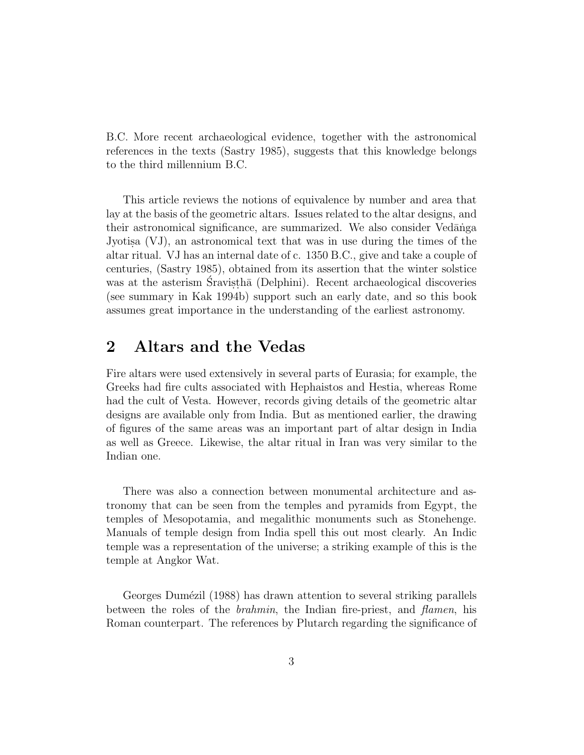B.C. More recent archaeological evidence, together with the astronomical references in the texts (Sastry 1985), suggests that this knowledge belongs to the third millennium B.C.

This article reviews the notions of equivalence by number and area that lay at the basis of the geometric altars. Issues related to the altar designs, and their astronomical significance, are summarized. We also consider Vedāṅga Jyotiṣa (VJ), an astronomical text that was in use during the times of the altar ritual. VJ has an internal date of c. 1350 B.C., give and take a couple of centuries, (Sastry 1985), obtained from its assertion that the winter solstice was at the asterism Śraviṣṭhā (Delphini). Recent archaeological discoveries (see summary in Kak 1994b) support such an early date, and so this book assumes great importance in the understanding of the earliest astronomy.

## 2 Altars and the Vedas

Fire altars were used extensively in several parts of Eurasia; for example, the Greeks had fire cults associated with Hephaistos and Hestia, whereas Rome had the cult of Vesta. However, records giving details of the geometric altar designs are available only from India. But as mentioned earlier, the drawing of figures of the same areas was an important part of altar design in India as well as Greece. Likewise, the altar ritual in Iran was very similar to the Indian one.

There was also a connection between monumental architecture and astronomy that can be seen from the temples and pyramids from Egypt, the temples of Mesopotamia, and megalithic monuments such as Stonehenge. Manuals of temple design from India spell this out most clearly. An Indic temple was a representation of the universe; a striking example of this is the temple at Angkor Wat.

Georges Dumézil (1988) has drawn attention to several striking parallels between the roles of the *brahmin*, the Indian fire-priest, and *flamen*, his Roman counterpart. The references by Plutarch regarding the significance of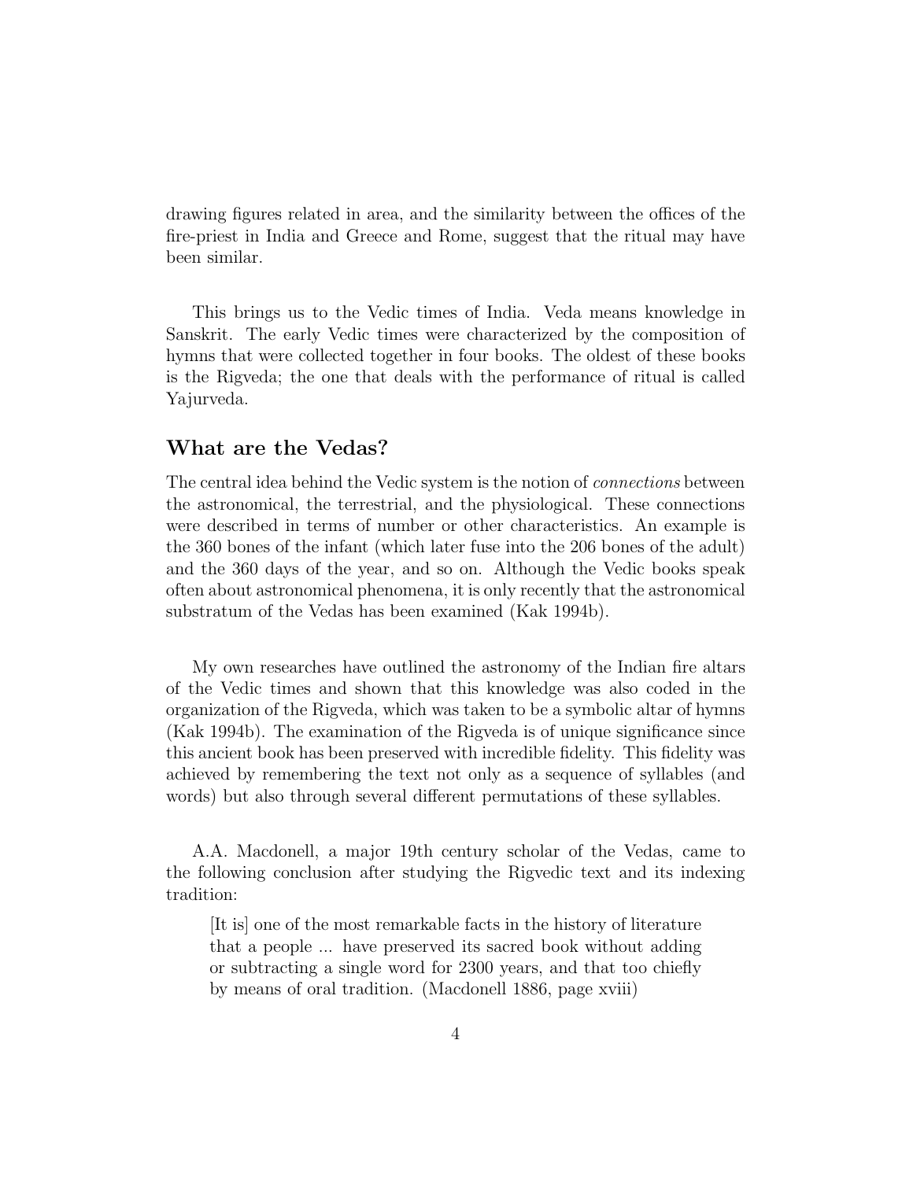drawing figures related in area, and the similarity between the offices of the fire-priest in India and Greece and Rome, suggest that the ritual may have been similar.

This brings us to the Vedic times of India. Veda means knowledge in Sanskrit. The early Vedic times were characterized by the composition of hymns that were collected together in four books. The oldest of these books is the Rigveda; the one that deals with the performance of ritual is called Yajurveda.

## What are the Vedas?

The central idea behind the Vedic system is the notion of *connections* between the astronomical, the terrestrial, and the physiological. These connections were described in terms of number or other characteristics. An example is the 360 bones of the infant (which later fuse into the 206 bones of the adult) and the 360 days of the year, and so on. Although the Vedic books speak often about astronomical phenomena, it is only recently that the astronomical substratum of the Vedas has been examined (Kak 1994b).

My own researches have outlined the astronomy of the Indian fire altars of the Vedic times and shown that this knowledge was also coded in the organization of the Rigveda, which was taken to be a symbolic altar of hymns (Kak 1994b). The examination of the Rigveda is of unique significance since this ancient book has been preserved with incredible fidelity. This fidelity was achieved by remembering the text not only as a sequence of syllables (and words) but also through several different permutations of these syllables.

A.A. Macdonell, a major 19th century scholar of the Vedas, came to the following conclusion after studying the Rigvedic text and its indexing tradition:

> [It is] one of the most remarkable facts in the history of literature that a people ... have preserved its sacred book without adding or subtracting a single word for 2300 years, and that too chiefly by means of oral tradition. (Macdonell 1886, page xviii)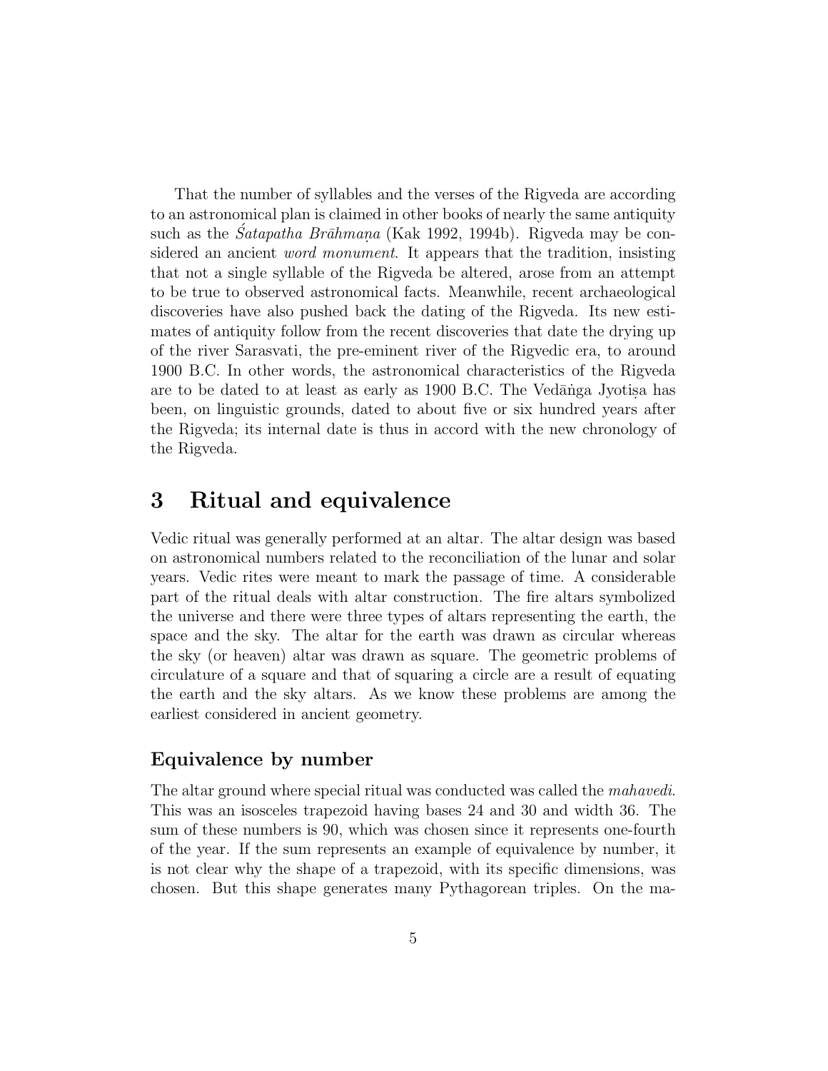That the number of syllables and the verses of the Rigveda are according to an astronomical plan is claimed in other books of nearly the same antiquity such as the *Śatapatha Brāhmaṇa* (Kak 1992, 1994b). Rigveda may be considered an ancient *word monument*. It appears that the tradition, insisting that not a single syllable of the Rigveda be altered, arose from an attempt to be true to observed astronomical facts. Meanwhile, recent archaeological discoveries have also pushed back the dating of the Rigveda. Its new estimates of antiquity follow from the recent discoveries that date the drying up of the river Sarasvati, the pre-eminent river of the Rigvedic era, to around 1900 B.C. In other words, the astronomical characteristics of the Rigveda are to be dated to at least as early as 1900 B.C. The Vedāṅga Jyotiṣa has been, on linguistic grounds, dated to about five or six hundred years after the Rigveda; its internal date is thus in accord with the new chronology of the Rigveda.

# 3 Ritual and equivalence

Vedic ritual was generally performed at an altar. The altar design was based on astronomical numbers related to the reconciliation of the lunar and solar years. Vedic rites were meant to mark the passage of time. A considerable part of the ritual deals with altar construction. The fire altars symbolized the universe and there were three types of altars representing the earth, the space and the sky. The altar for the earth was drawn as circular whereas the sky (or heaven) altar was drawn as square. The geometric problems of circulature of a square and that of squaring a circle are a result of equating the earth and the sky altars. As we know these problems are among the earliest considered in ancient geometry.

### Equivalence by number

The altar ground where special ritual was conducted was called the *mahavedi*. This was an isosceles trapezoid having bases 24 and 30 and width 36. The sum of these numbers is 90, which was chosen since it represents one-fourth of the year. If the sum represents an example of equivalence by number, it is not clear why the shape of a trapezoid, with its specific dimensions, was chosen. But this shape generates many Pythagorean triples. On the ma-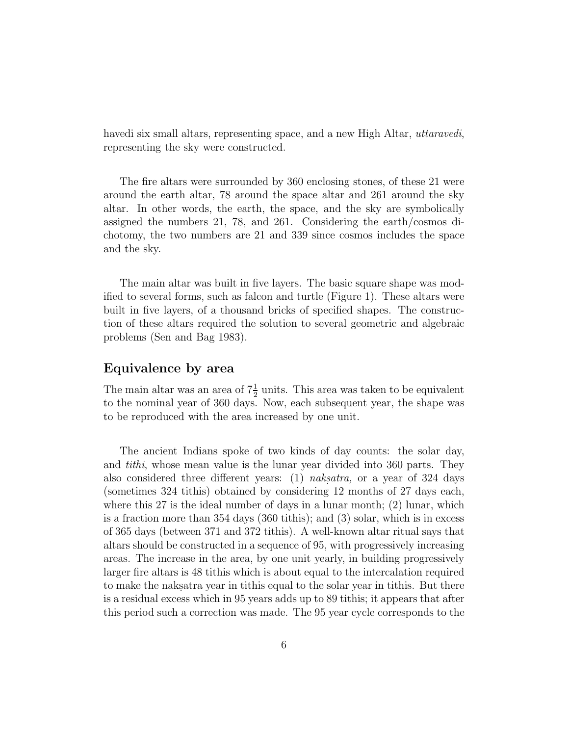havedi six small altars, representing space, and a new High Altar, *uttaravedi*, representing the sky were constructed.

The fire altars were surrounded by 360 enclosing stones, of these 21 were around the earth altar, 78 around the space altar and 261 around the sky altar. In other words, the earth, the space, and the sky are symbolically assigned the numbers 21, 78, and 261. Considering the earth/cosmos dichotomy, the two numbers are 21 and 339 since cosmos includes the space and the sky.

The main altar was built in five layers. The basic square shape was modified to several forms, such as falcon and turtle (Figure 1). These altars were built in five layers, of a thousand bricks of specified shapes. The construction of these altars required the solution to several geometric and algebraic problems (Sen and Bag 1983).

## Equivalence by area

The main altar was an area of $7\frac{1}{2}$ units. This area was taken to be equivalent to the nominal year of 360 days. Now, each subsequent year, the shape was to be reproduced with the area increased by one unit.

The ancient Indians spoke of two kinds of day counts: the solar day, and *tithi*, whose mean value is the lunar year divided into 360 parts. They also considered three different years: (1) *nakṣatra,* or a year of 324 days (sometimes 324 tithis) obtained by considering 12 months of 27 days each, where this 27 is the ideal number of days in a lunar month; (2) lunar, which is a fraction more than 354 days (360 tithis); and (3) solar, which is in excess of 365 days (between 371 and 372 tithis). A well-known altar ritual says that altars should be constructed in a sequence of 95, with progressively increasing areas. The increase in the area, by one unit yearly, in building progressively larger fire altars is 48 tithis which is about equal to the intercalation required to make the nakṣatra year in tithis equal to the solar year in tithis. But there is a residual excess which in 95 years adds up to 89 tithis; it appears that after this period such a correction was made. The 95 year cycle corresponds to the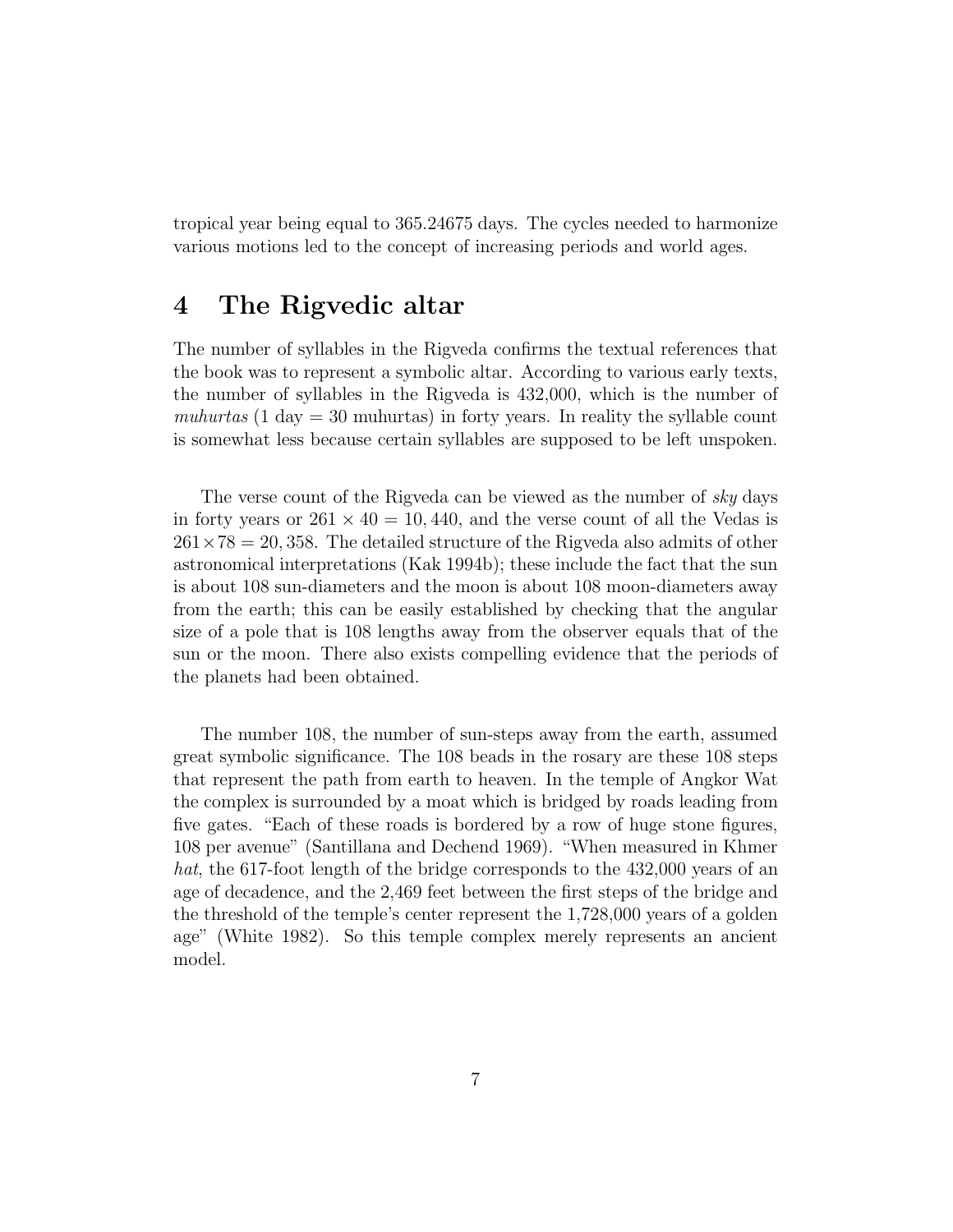tropical year being equal to 365.24675 days. The cycles needed to harmonize various motions led to the concept of increasing periods and world ages.

## 4 The Rigvedic altar

The number of syllables in the Rigveda confirms the textual references that the book was to represent a symbolic altar. According to various early texts, the number of syllables in the Rigveda is 432,000, which is the number of *muhurtas* (1 day = 30 muhurtas) in forty years. In reality the syllable count is somewhat less because certain syllables are supposed to be left unspoken.

The verse count of the Rigveda can be viewed as the number of *sky* days in forty years or $261 \times 40 = 10,440$, and the verse count of all the Vedas is $261 \times 78 = 20,358$. The detailed structure of the Rigveda also admits of other astronomical interpretations (Kak 1994b); these include the fact that the sun is about 108 sun-diameters and the moon is about 108 moon-diameters away from the earth; this can be easily established by checking that the angular size of a pole that is 108 lengths away from the observer equals that of the sun or the moon. There also exists compelling evidence that the periods of the planets had been obtained.

The number 108, the number of sun-steps away from the earth, assumed great symbolic significance. The 108 beads in the rosary are these 108 steps that represent the path from earth to heaven. In the temple of Angkor Wat the complex is surrounded by a moat which is bridged by roads leading from five gates. "Each of these roads is bordered by a row of huge stone figures, 108 per avenue" (Santillana and Dechend 1969). "When measured in Khmer *hat*, the 617-foot length of the bridge corresponds to the 432,000 years of an age of decadence, and the 2,469 feet between the first steps of the bridge and the threshold of the temple's center represent the 1,728,000 years of a golden age" (White 1982). So this temple complex merely represents an ancient model.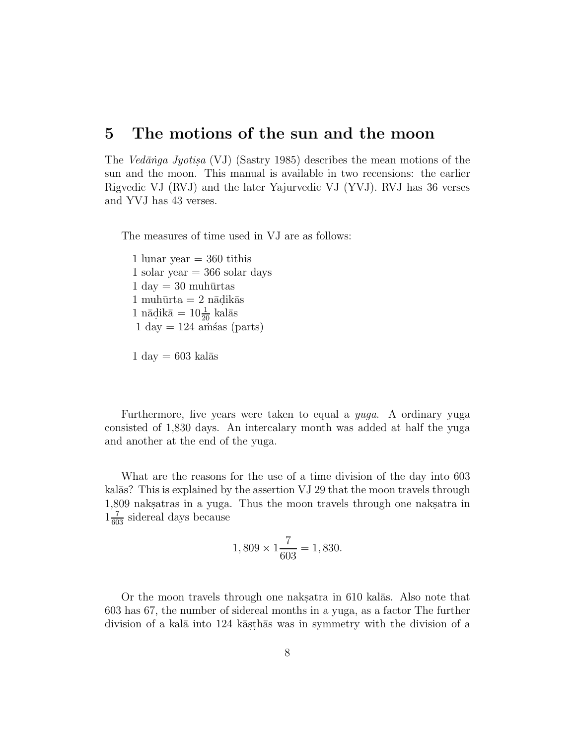## 5 The motions of the sun and the moon

The *Vedāṅga Jyotiṣa* (VJ) (Sastry 1985) describes the mean motions of the sun and the moon. This manual is available in two recensions: the earlier Rigvedic VJ (RVJ) and the later Yajurvedic VJ (YVJ). RVJ has 36 verses and YVJ has 43 verses.

The measures of time used in VJ are as follows:

1 lunar year = 360 tithis  
1 solar year = 366 solar days  
1 day = 30 muhūrtas  
1 muhūrta = 2 nāḍikās  
1 nāḍikā = $10\frac{1}{20}$ kalās  
1 day = 124 aṁśas (parts)

1 day = 603 kalās

Furthermore, five years were taken to equal a *yuga*. A ordinary yuga consisted of 1,830 days. An intercalary month was added at half the yuga and another at the end of the yuga.

What are the reasons for the use of a time division of the day into 603 kalās? This is explained by the assertion VJ 29 that the moon travels through 1,809 nakṣatras in a yuga. Thus the moon travels through one nakṣatra in $1\frac{7}{603}$ sidereal days because

$$1,809 \times 1\frac{7}{603} = 1,830.$$

Or the moon travels through one nakṣatra in 610 kalās. Also note that 603 has 67, the number of sidereal months in a yuga, as a factor The further division of a kalā into 124 kāṣṭhās was in symmetry with the division of a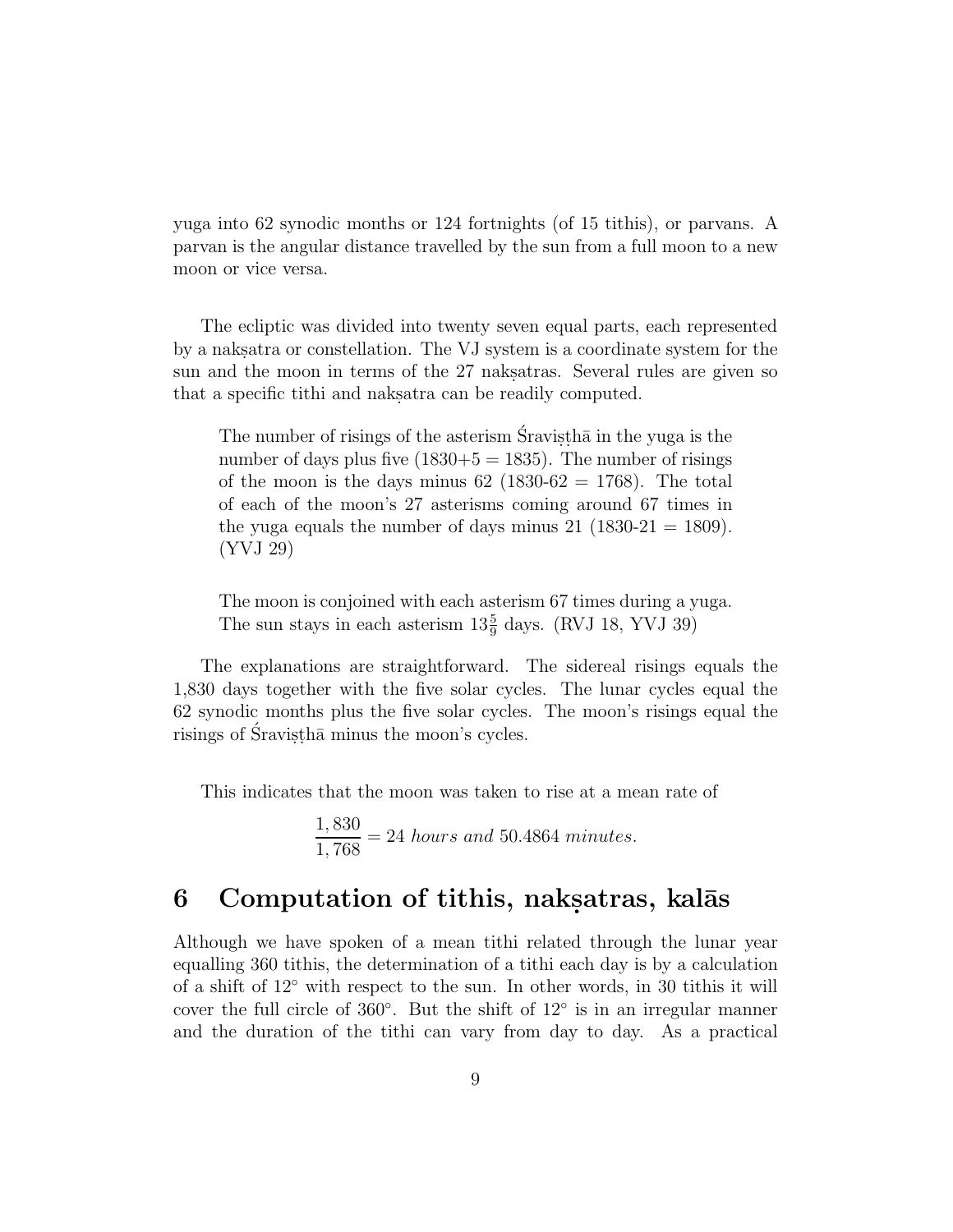yuga into 62 synodic months or 124 fortnights (of 15 tithis), or parvans. A parvan is the angular distance travelled by the sun from a full moon to a new moon or vice versa.

The ecliptic was divided into twenty seven equal parts, each represented by a nakṣatra or constellation. The VJ system is a coordinate system for the sun and the moon in terms of the 27 nakṣatras. Several rules are given so that a specific tithi and nakṣatra can be readily computed.

> The number of risings of the asterism Śraviṣṭhā in the yuga is the number of days plus five (1830+5 = 1835). The number of risings of the moon is the days minus 62 (1830-62 = 1768). The total of each of the moon's 27 asterisms coming around 67 times in the yuga equals the number of days minus 21 (1830-21 = 1809). (YVJ 29)

> The moon is conjoined with each asterism 67 times during a yuga. The sun stays in each asterism $13\frac{5}{9}$ days. (RVJ 18, YVJ 39)

The explanations are straightforward. The sidereal risings equals the 1,830 days together with the five solar cycles. The lunar cycles equal the 62 synodic months plus the five solar cycles. The moon's risings equal the risings of Śraviṣṭhā minus the moon's cycles.

This indicates that the moon was taken to rise at a mean rate of

$$\frac{1,830}{1,768} = 24 \textit{ hours and } 50.4864 \textit{ minutes}.$$

## 6 Computation of tithis, nakṣatras, kalās

Although we have spoken of a mean tithi related through the lunar year equalling 360 tithis, the determination of a tithi each day is by a calculation of a shift of 12° with respect to the sun. In other words, in 30 tithis it will cover the full circle of 360°. But the shift of 12° is in an irregular manner and the duration of the tithi can vary from day to day. As a practical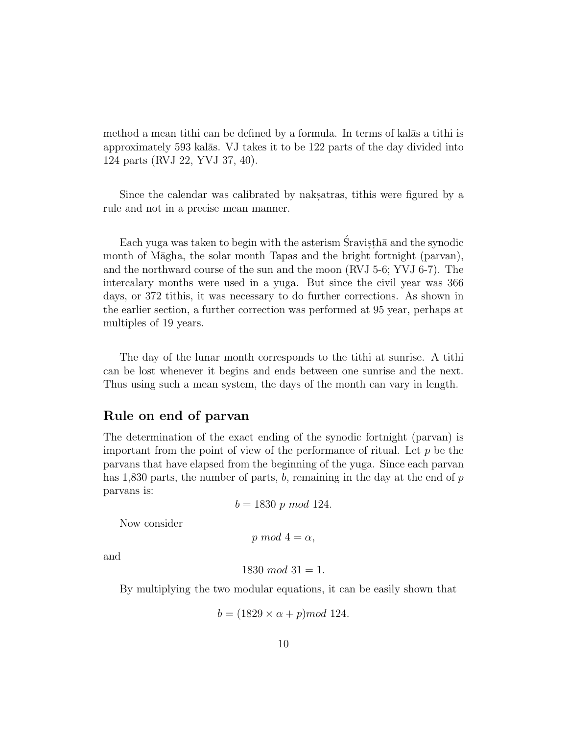method a mean tithi can be defined by a formula. In terms of kalās a tithi is approximately 593 kalās. VJ takes it to be 122 parts of the day divided into 124 parts (RVJ 22, YVJ 37, 40).

Since the calendar was calibrated by nakṣatras, tithis were figured by a rule and not in a precise mean manner.

Each yuga was taken to begin with the asterism Śraviṣṭhā and the synodic month of Māgha, the solar month Tapas and the bright fortnight (parvan), and the northward course of the sun and the moon (RVJ 5-6; YVJ 6-7). The intercalary months were used in a yuga. But since the civil year was 366 days, or 372 tithis, it was necessary to do further corrections. As shown in the earlier section, a further correction was performed at 95 year, perhaps at multiples of 19 years.

The day of the lunar month corresponds to the tithi at sunrise. A tithi can be lost whenever it begins and ends between one sunrise and the next. Thus using such a mean system, the days of the month can vary in length.

## Rule on end of parvan

The determination of the exact ending of the synodic fortnight (parvan) is important from the point of view of the performance of ritual. Let $p$ be the parvans that have elapsed from the beginning of the yuga. Since each parvan has 1,830 parts, the number of parts, $b$, remaining in the day at the end of $p$ parvans is:

$$b = 1830 \ p \ mod \ 124.$$

Now consider

$$p \ mod \ 4 = \alpha,$$

and

$$1830 \ mod \ 31 = 1.$$

By multiplying the two modular equations, it can be easily shown that

$$b = (1829 \times \alpha + p) mod \ 124.$$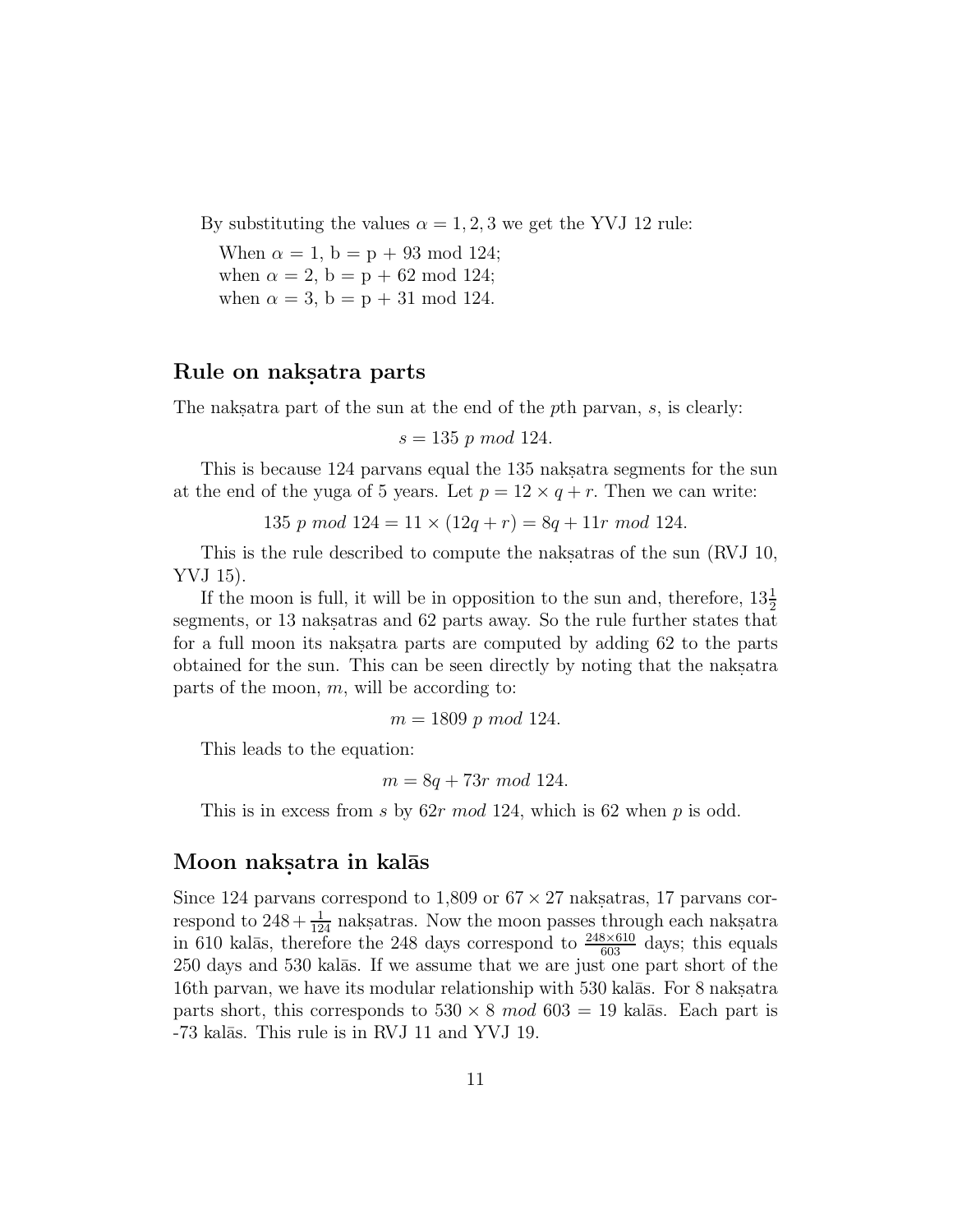By substituting the values $\alpha = 1, 2, 3$ we get the YVJ 12 rule:

When $\alpha = 1$, b = p + 93 mod 124;
when $\alpha = 2$, b = p + 62 mod 124;
when $\alpha = 3$, b = p + 31 mod 124.

## Rule on nakṣatra parts

The nakṣatra part of the sun at the end of the $p$th parvan, $s$, is clearly:

$$s = 135\ p\ mod\ 124.$$

This is because 124 parvans equal the 135 nakṣatra segments for the sun at the end of the yuga of 5 years. Let $p = 12 \times q + r$. Then we can write:

$$135\ p\ mod\ 124 = 11 \times (12q + r) = 8q + 11r\ mod\ 124.$$

This is the rule described to compute the nakṣatras of the sun (RVJ 10, YVJ 15).

If the moon is full, it will be in opposition to the sun and, therefore, $13\frac{1}{2}$ segments, or 13 nakṣatras and 62 parts away. So the rule further states that for a full moon its nakṣatra parts are computed by adding 62 to the parts obtained for the sun. This can be seen directly by noting that the nakṣatra parts of the moon, $m$, will be according to:

$$m = 1809\ p\ mod\ 124.$$

This leads to the equation:

$$m = 8q + 73r\ mod\ 124.$$

This is in excess from $s$ by $62r\ mod\ 124$, which is 62 when $p$ is odd.

## Moon nakṣatra in kalās

Since 124 parvans correspond to 1,809 or $67 \times 27$ nakṣatras, 17 parvans correspond to $248 + \frac{1}{124}$ nakṣatras. Now the moon passes through each nakṣatra in 610 kalās, therefore the 248 days correspond to $\frac{248 \times 610}{603}$ days; this equals 250 days and 530 kalās. If we assume that we are just one part short of the 16th parvan, we have its modular relationship with 530 kalās. For 8 nakṣatra parts short, this corresponds to $530 \times 8\ mod\ 603 = 19$ kalās. Each part is -73 kalās. This rule is in RVJ 11 and YVJ 19.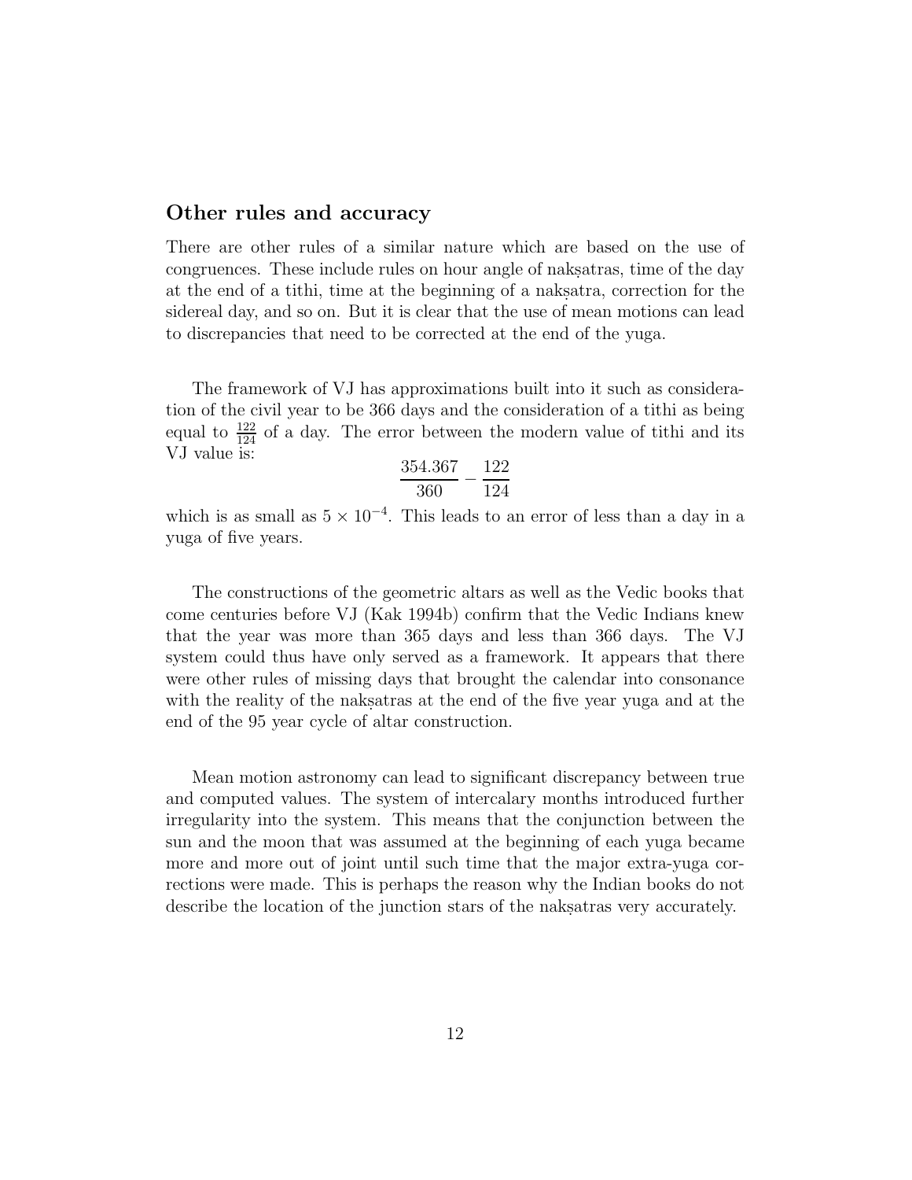## Other rules and accuracy

There are other rules of a similar nature which are based on the use of congruences. These include rules on hour angle of nakṣatras, time of the day at the end of a tithi, time at the beginning of a nakṣatra, correction for the sidereal day, and so on. But it is clear that the use of mean motions can lead to discrepancies that need to be corrected at the end of the yuga.

The framework of VJ has approximations built into it such as consideration of the civil year to be 366 days and the consideration of a tithi as being equal to $\frac{122}{124}$ of a day. The error between the modern value of tithi and its VJ value is:

$$\frac{354.367}{360} - \frac{122}{124}$$

which is as small as $5 \times 10^{-4}$. This leads to an error of less than a day in a yuga of five years.

The constructions of the geometric altars as well as the Vedic books that come centuries before VJ (Kak 1994b) confirm that the Vedic Indians knew that the year was more than 365 days and less than 366 days. The VJ system could thus have only served as a framework. It appears that there were other rules of missing days that brought the calendar into consonance with the reality of the nakṣatras at the end of the five year yuga and at the end of the 95 year cycle of altar construction.

Mean motion astronomy can lead to significant discrepancy between true and computed values. The system of intercalary months introduced further irregularity into the system. This means that the conjunction between the sun and the moon that was assumed at the beginning of each yuga became more and more out of joint until such time that the major extra-yuga corrections were made. This is perhaps the reason why the Indian books do not describe the location of the junction stars of the nakṣatras very accurately.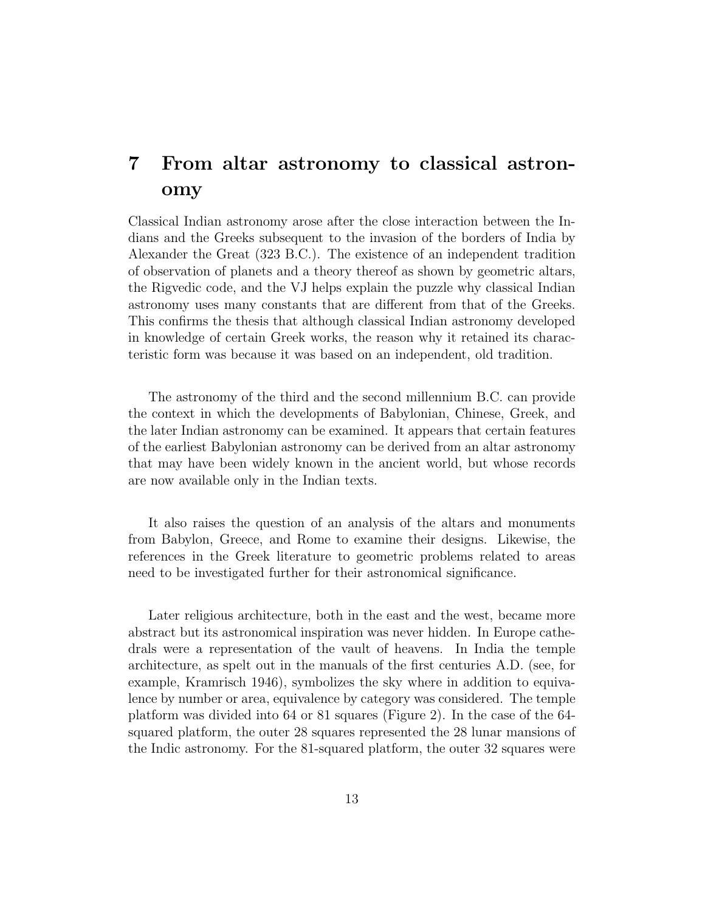# 7 From altar astronomy to classical astronomy

Classical Indian astronomy arose after the close interaction between the Indians and the Greeks subsequent to the invasion of the borders of India by Alexander the Great (323 B.C.). The existence of an independent tradition of observation of planets and a theory thereof as shown by geometric altars, the Rigvedic code, and the VJ helps explain the puzzle why classical Indian astronomy uses many constants that are different from that of the Greeks. This confirms the thesis that although classical Indian astronomy developed in knowledge of certain Greek works, the reason why it retained its characteristic form was because it was based on an independent, old tradition.

The astronomy of the third and the second millennium B.C. can provide the context in which the developments of Babylonian, Chinese, Greek, and the later Indian astronomy can be examined. It appears that certain features of the earliest Babylonian astronomy can be derived from an altar astronomy that may have been widely known in the ancient world, but whose records are now available only in the Indian texts.

It also raises the question of an analysis of the altars and monuments from Babylon, Greece, and Rome to examine their designs. Likewise, the references in the Greek literature to geometric problems related to areas need to be investigated further for their astronomical significance.

Later religious architecture, both in the east and the west, became more abstract but its astronomical inspiration was never hidden. In Europe cathedrals were a representation of the vault of heavens. In India the temple architecture, as spelt out in the manuals of the first centuries A.D. (see, for example, Kramrisch 1946), symbolizes the sky where in addition to equivalence by number or area, equivalence by category was considered. The temple platform was divided into 64 or 81 squares (Figure 2). In the case of the 64-squared platform, the outer 28 squares represented the 28 lunar mansions of the Indic astronomy. For the 81-squared platform, the outer 32 squares were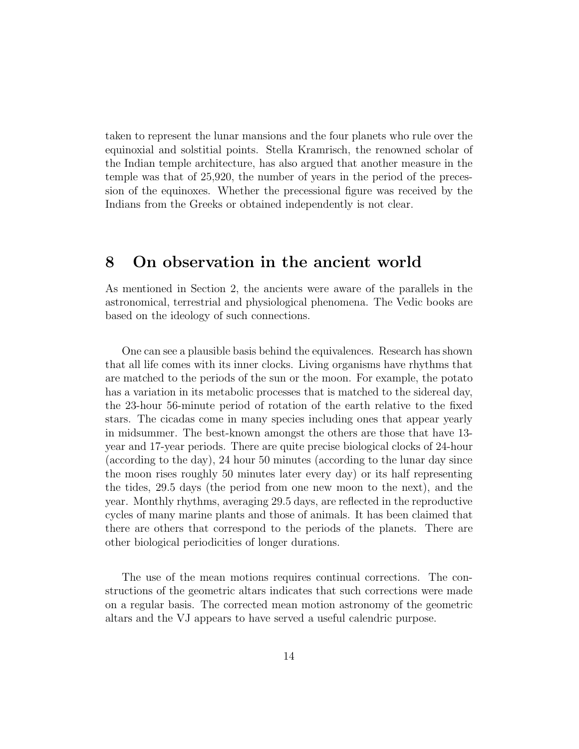taken to represent the lunar mansions and the four planets who rule over the equinoxial and solstitial points. Stella Kramrisch, the renowned scholar of the Indian temple architecture, has also argued that another measure in the temple was that of 25,920, the number of years in the period of the precession of the equinoxes. Whether the precessional figure was received by the Indians from the Greeks or obtained independently is not clear.

## 8 On observation in the ancient world

As mentioned in Section 2, the ancients were aware of the parallels in the astronomical, terrestrial and physiological phenomena. The Vedic books are based on the ideology of such connections.

One can see a plausible basis behind the equivalences. Research has shown that all life comes with its inner clocks. Living organisms have rhythms that are matched to the periods of the sun or the moon. For example, the potato has a variation in its metabolic processes that is matched to the sidereal day, the 23-hour 56-minute period of rotation of the earth relative to the fixed stars. The cicadas come in many species including ones that appear yearly in midsummer. The best-known amongst the others are those that have 13-year and 17-year periods. There are quite precise biological clocks of 24-hour (according to the day), 24 hour 50 minutes (according to the lunar day since the moon rises roughly 50 minutes later every day) or its half representing the tides, 29.5 days (the period from one new moon to the next), and the year. Monthly rhythms, averaging 29.5 days, are reflected in the reproductive cycles of many marine plants and those of animals. It has been claimed that there are others that correspond to the periods of the planets. There are other biological periodicities of longer durations.

The use of the mean motions requires continual corrections. The constructions of the geometric altars indicates that such corrections were made on a regular basis. The corrected mean motion astronomy of the geometric altars and the VJ appears to have served a useful calendric purpose.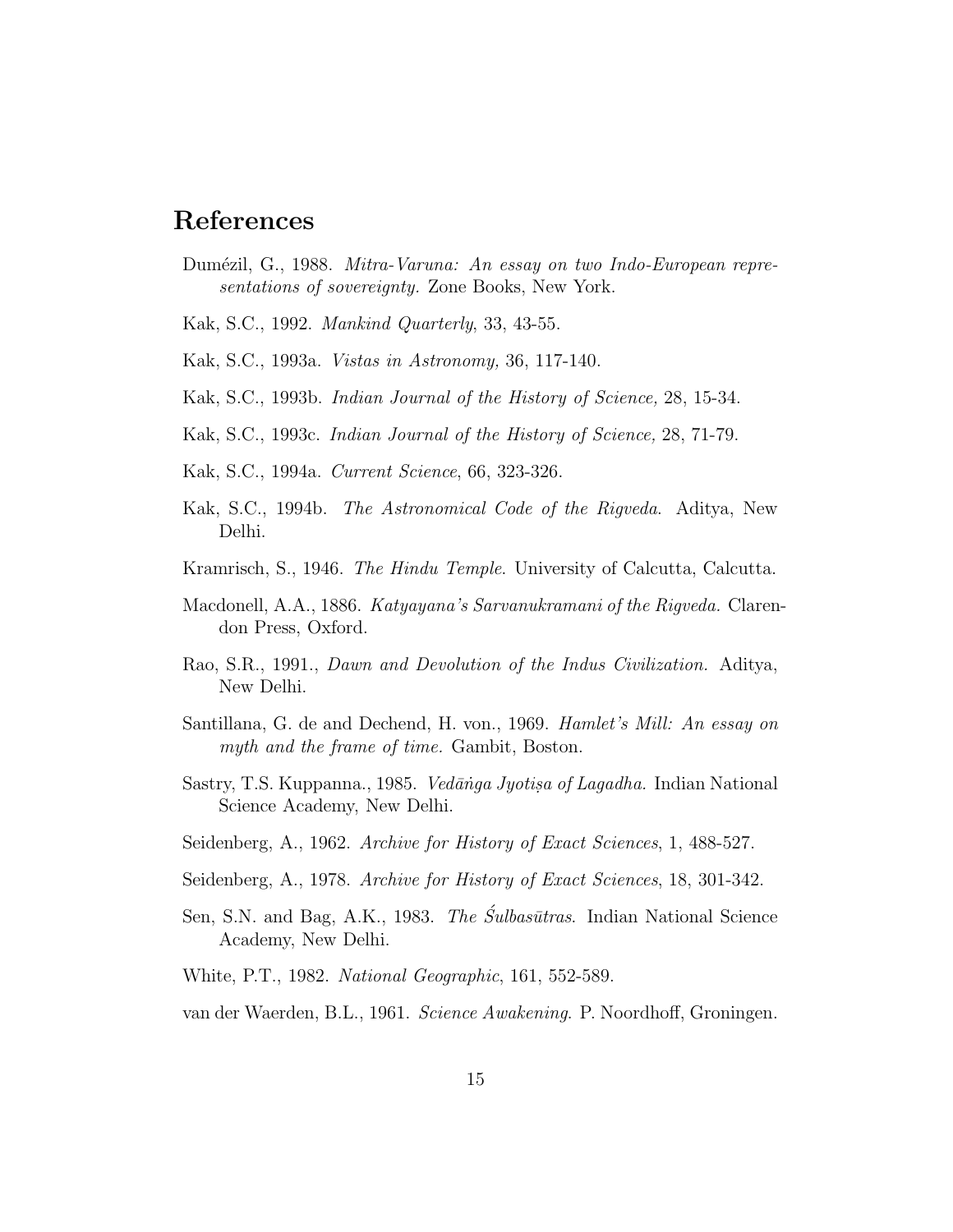## References

Dumézil, G., 1988. *Mitra-Varuna: An essay on two Indo-European representations of sovereignty.* Zone Books, New York.

Kak, S.C., 1992. *Mankind Quarterly*, 33, 43-55.

Kak, S.C., 1993a. *Vistas in Astronomy,* 36, 117-140.

Kak, S.C., 1993b. *Indian Journal of the History of Science,* 28, 15-34.

Kak, S.C., 1993c. *Indian Journal of the History of Science,* 28, 71-79.

Kak, S.C., 1994a. *Current Science*, 66, 323-326.

Kak, S.C., 1994b. *The Astronomical Code of the Rigveda*. Aditya, New Delhi.

Kramrisch, S., 1946. *The Hindu Temple*. University of Calcutta, Calcutta.

Macdonell, A.A., 1886. *Katyayana's Sarvanukramani of the Rigveda.* Clarendon Press, Oxford.

Rao, S.R., 1991., *Dawn and Devolution of the Indus Civilization.* Aditya, New Delhi.

Santillana, G. de and Dechend, H. von., 1969. *Hamlet's Mill: An essay on myth and the frame of time.* Gambit, Boston.

Sastry, T.S. Kuppanna., 1985. *Vedāṅga Jyotiṣa of Lagadha.* Indian National Science Academy, New Delhi.

Seidenberg, A., 1962. *Archive for History of Exact Sciences*, 1, 488-527.

Seidenberg, A., 1978. *Archive for History of Exact Sciences*, 18, 301-342.

Sen, S.N. and Bag, A.K., 1983. *The Śulbasūtras*. Indian National Science Academy, New Delhi.

White, P.T., 1982. *National Geographic*, 161, 552-589.

van der Waerden, B.L., 1961. *Science Awakening.* P. Noordhoff, Groningen.